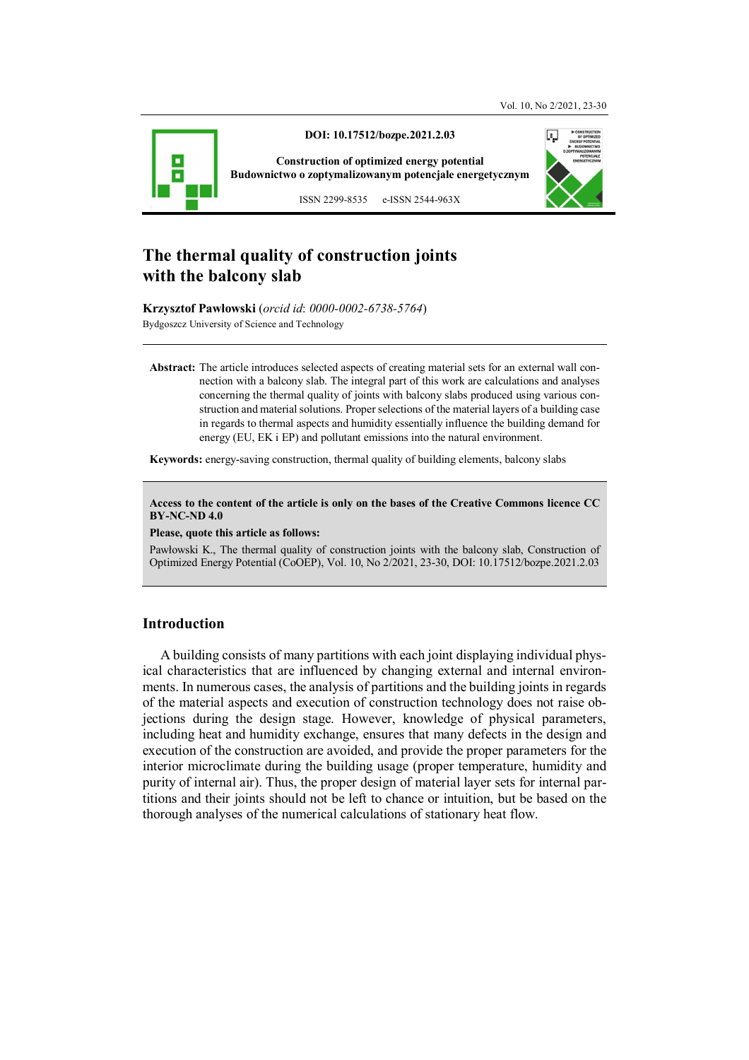DOI: 10.17512/bozpe.2021.2.03

Construction of optimized energy potential
Budownictwo o zoptymalizowanym potencjale energetycznym

ISSN 2299-8535 e-ISSN 2544-963X

# The thermal quality of construction joints with the balcony slab

**Krzysztof Pawłowski** (*orcid id*: *0000-0002-6738-5764*)
Bydgoszcz University of Science and Technology

**Abstract:** The article introduces selected aspects of creating material sets for an external wall connection with a balcony slab. The integral part of this work are calculations and analyses concerning the thermal quality of joints with balcony slabs produced using various construction and material solutions. Proper selections of the material layers of a building case in regards to thermal aspects and humidity essentially influence the building demand for energy (EU, EK i EP) and pollutant emissions into the natural environment.

**Keywords:** energy-saving construction, thermal quality of building elements, balcony slabs

**Access to the content of the article is only on the bases of the Creative Commons licence CC BY-NC-ND 4.0**

**Please, quote this article as follows:**

Pawłowski K., The thermal quality of construction joints with the balcony slab, Construction of Optimized Energy Potential (CoOEP), Vol. 10, No 2/2021, 23-30, DOI: 10.17512/bozpe.2021.2.03

## Introduction

A building consists of many partitions with each joint displaying individual physical characteristics that are influenced by changing external and internal environments. In numerous cases, the analysis of partitions and the building joints in regards of the material aspects and execution of construction technology does not raise objections during the design stage. However, knowledge of physical parameters, including heat and humidity exchange, ensures that many defects in the design and execution of the construction are avoided, and provide the proper parameters for the interior microclimate during the building usage (proper temperature, humidity and purity of internal air). Thus, the proper design of material layer sets for internal partitions and their joints should not be left to chance or intuition, but be based on the thorough analyses of the numerical calculations of stationary heat flow.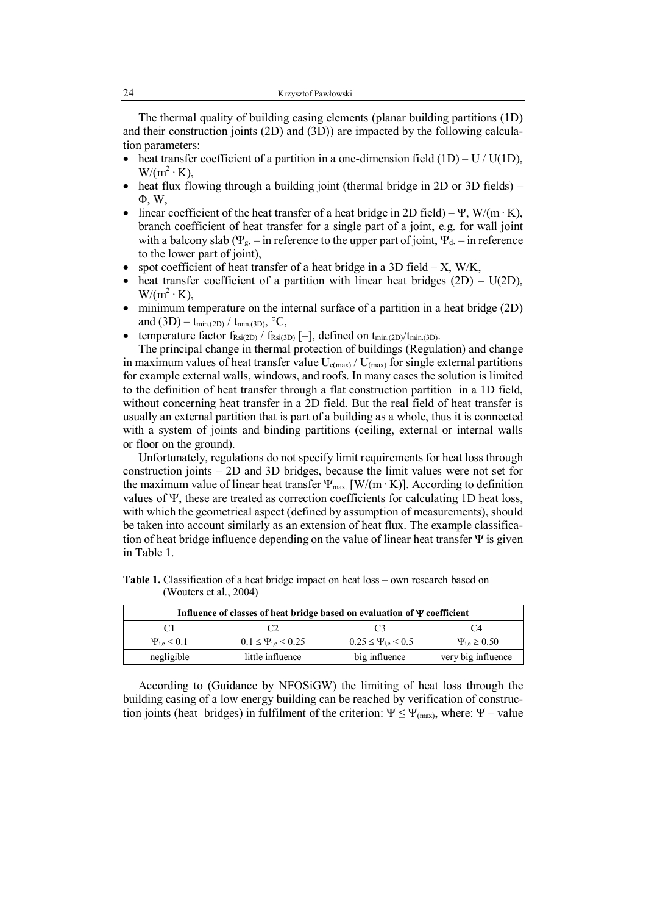The thermal quality of building casing elements (planar building partitions (1D) and their construction joints (2D) and (3D)) are impacted by the following calculation parameters:

- heat transfer coefficient of a partition in a one-dimension field (1D) – U / U(1D), $W/(m^2 \cdot K)$,
- heat flux flowing through a building joint (thermal bridge in 2D or 3D fields) – $\Phi$, W,
- linear coefficient of the heat transfer of a heat bridge in 2D field) – $\Psi$, $W/(m \cdot K)$, branch coefficient of heat transfer for a single part of a joint, e.g. for wall joint with a balcony slab ($\Psi_{g.}$ – in reference to the upper part of joint, $\Psi_{d.}$ – in reference to the lower part of joint),
- spot coefficient of heat transfer of a heat bridge in a 3D field – X, W/K,
- heat transfer coefficient of a partition with linear heat bridges (2D) – U(2D), $W/(m^2 \cdot K)$,
- minimum temperature on the internal surface of a partition in a heat bridge (2D) and (3D) – $t_{min.(2D)}$ / $t_{min.(3D)}$, °C,
- temperature factor $f_{Rsi(2D)}$ / $f_{Rsi(3D)}$ [–], defined on $t_{min.(2D)}/t_{min.(3D)}$.

The principal change in thermal protection of buildings (Regulation) and change in maximum values of heat transfer value $U_{c(max)}$ / $U_{(max)}$ for single external partitions for example external walls, windows, and roofs. In many cases the solution is limited to the definition of heat transfer through a flat construction partition in a 1D field, without concerning heat transfer in a 2D field. But the real field of heat transfer is usually an external partition that is part of a building as a whole, thus it is connected with a system of joints and binding partitions (ceiling, external or internal walls or floor on the ground).

Unfortunately, regulations do not specify limit requirements for heat loss through construction joints – 2D and 3D bridges, because the limit values were not set for the maximum value of linear heat transfer $\Psi_{max.}$ [$W/(m \cdot K)$]. According to definition values of $\Psi$, these are treated as correction coefficients for calculating 1D heat loss, with which the geometrical aspect (defined by assumption of measurements), should be taken into account similarly as an extension of heat flux. The example classification of heat bridge influence depending on the value of linear heat transfer $\Psi$ is given in Table 1.

**Table 1.** Classification of a heat bridge impact on heat loss – own research based on (Wouters et al., 2004)

| Influence of classes of heat bridge based on evaluation of $\Psi$ coefficient | | | |
|---|---|---|---|
| C1 | C2 | C3 | C4 |
| $\Psi_{i,e} < 0.1$ | $0.1 \leq \Psi_{i,e} < 0.25$ | $0.25 \leq \Psi_{i,e} < 0.5$ | $\Psi_{i,e} \geq 0.50$ |
| negligible | little influence | big influence | very big influence |

According to (Guidance by NFOSiGW) the limiting of heat loss through the building casing of a low energy building can be reached by verification of construction joints (heat bridges) in fulfilment of the criterion: $\Psi \leq \Psi_{(max)}$, where: $\Psi$ – value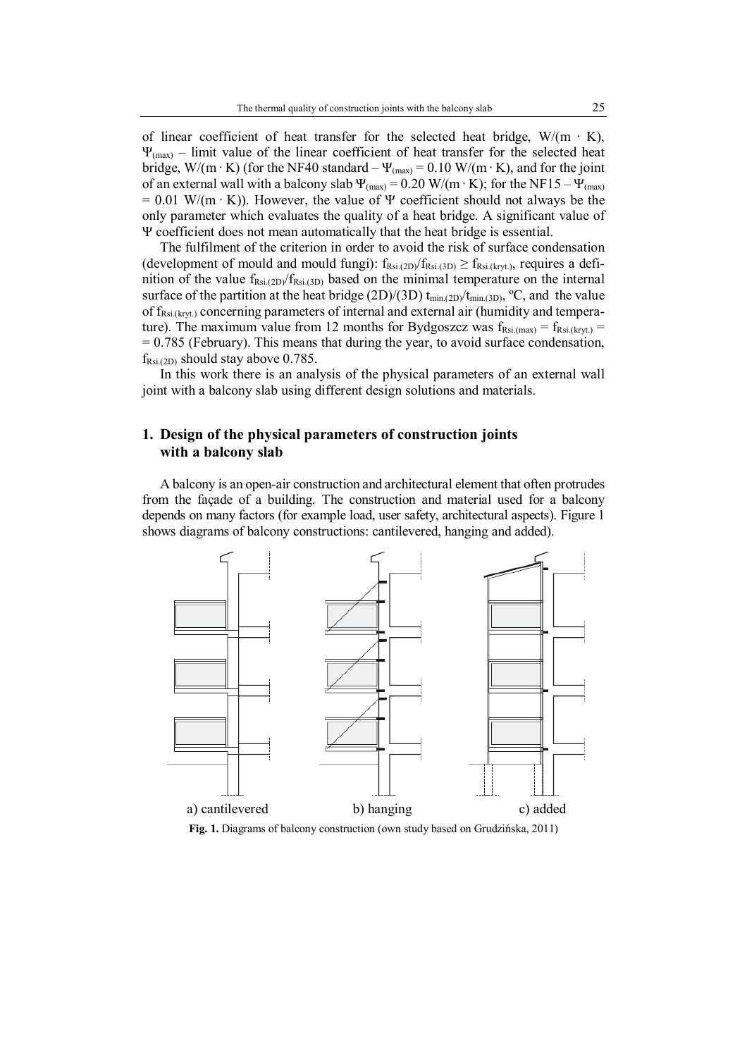of linear coefficient of heat transfer for the selected heat bridge, W/(m · K), $\Psi_{(max)}$ – limit value of the linear coefficient of heat transfer for the selected heat bridge, W/(m · K) (for the NF40 standard – $\Psi_{(max)} = 0.10$ W/(m · K), and for the joint of an external wall with a balcony slab $\Psi_{(max)} = 0.20$ W/(m · K); for the NF15 – $\Psi_{(max)} = 0.01$ W/(m · K)). However, the value of Ψ coefficient should not always be the only parameter which evaluates the quality of a heat bridge. A significant value of Ψ coefficient does not mean automatically that the heat bridge is essential.

The fulfilment of the criterion in order to avoid the risk of surface condensation (development of mould and mould fungi): $f_{Rsi.(2D)}/f_{Rsi.(3D)} \geq f_{Rsi.(kryt.)}$, requires a definition of the value $f_{Rsi.(2D)}/f_{Rsi.(3D)}$ based on the minimal temperature on the internal surface of the partition at the heat bridge (2D)/(3D) $t_{min.(2D)}/t_{min.(3D)}$, ºC, and the value of $f_{Rsi.(kryt.)}$ concerning parameters of internal and external air (humidity and temperature). The maximum value from 12 months for Bydgoszcz was $f_{Rsi.(max)} = f_{Rsi.(kryt.)} = 0.785$ (February). This means that during the year, to avoid surface condensation, $f_{Rsi.(2D)}$ should stay above 0.785.

In this work there is an analysis of the physical parameters of an external wall joint with a balcony slab using different design solutions and materials.

## 1. Design of the physical parameters of construction joints with a balcony slab

A balcony is an open-air construction and architectural element that often protrudes from the façade of a building. The construction and material used for a balcony depends on many factors (for example load, user safety, architectural aspects). Figure 1 shows diagrams of balcony constructions: cantilevered, hanging and added).

a) cantilevered b) hanging c) added

**Fig. 1.** Diagrams of balcony construction (own study based on Grudzińska, 2011)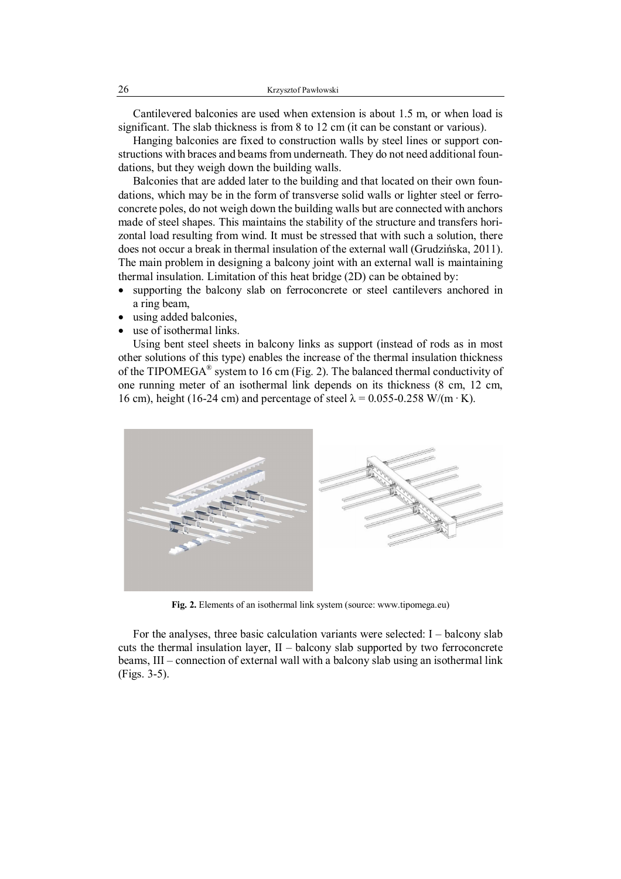Cantilevered balconies are used when extension is about 1.5 m, or when load is significant. The slab thickness is from 8 to 12 cm (it can be constant or various).

Hanging balconies are fixed to construction walls by steel lines or support constructions with braces and beams from underneath. They do not need additional foundations, but they weigh down the building walls.

Balconies that are added later to the building and that located on their own foundations, which may be in the form of transverse solid walls or lighter steel or ferroconcrete poles, do not weigh down the building walls but are connected with anchors made of steel shapes. This maintains the stability of the structure and transfers horizontal load resulting from wind. It must be stressed that with such a solution, there does not occur a break in thermal insulation of the external wall (Grudzińska, 2011). The main problem in designing a balcony joint with an external wall is maintaining thermal insulation. Limitation of this heat bridge (2D) can be obtained by:

- supporting the balcony slab on ferroconcrete or steel cantilevers anchored in a ring beam,
- using added balconies,
- use of isothermal links.

Using bent steel sheets in balcony links as support (instead of rods as in most other solutions of this type) enables the increase of the thermal insulation thickness of the TIPOMEGA® system to 16 cm (Fig. 2). The balanced thermal conductivity of one running meter of an isothermal link depends on its thickness (8 cm, 12 cm, 16 cm), height (16-24 cm) and percentage of steel $\lambda = 0.055\text{-}0.258\ \mathrm{W/(m \cdot K)}$.

**Fig. 2.** Elements of an isothermal link system (source: www.tipomega.eu)

For the analyses, three basic calculation variants were selected: I – balcony slab cuts the thermal insulation layer, II – balcony slab supported by two ferroconcrete beams, III – connection of external wall with a balcony slab using an isothermal link (Figs. 3-5).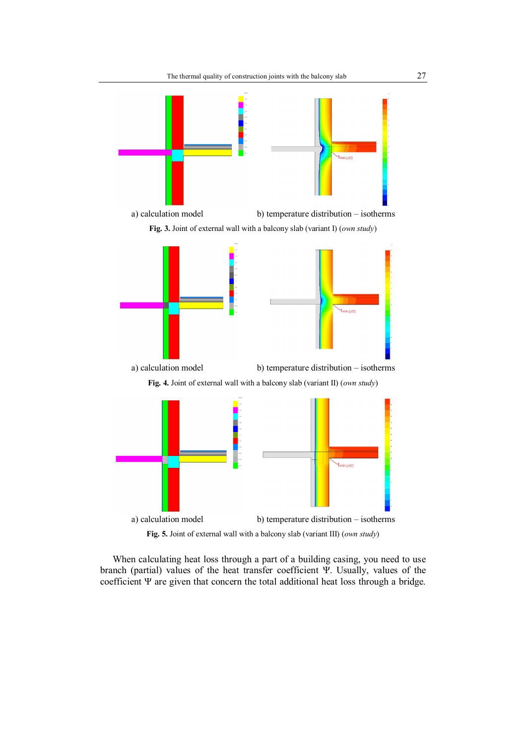a) calculation model

b) temperature distribution – isotherms

**Fig. 3.** Joint of external wall with a balcony slab (variant I) (*own study*)

a) calculation model

b) temperature distribution – isotherms

**Fig. 4.** Joint of external wall with a balcony slab (variant II) (*own study*)

a) calculation model

b) temperature distribution – isotherms

**Fig. 5.** Joint of external wall with a balcony slab (variant III) (*own study*)

When calculating heat loss through a part of a building casing, you need to use branch (partial) values of the heat transfer coefficient $\Psi$. Usually, values of the coefficient $\Psi$ are given that concern the total additional heat loss through a bridge.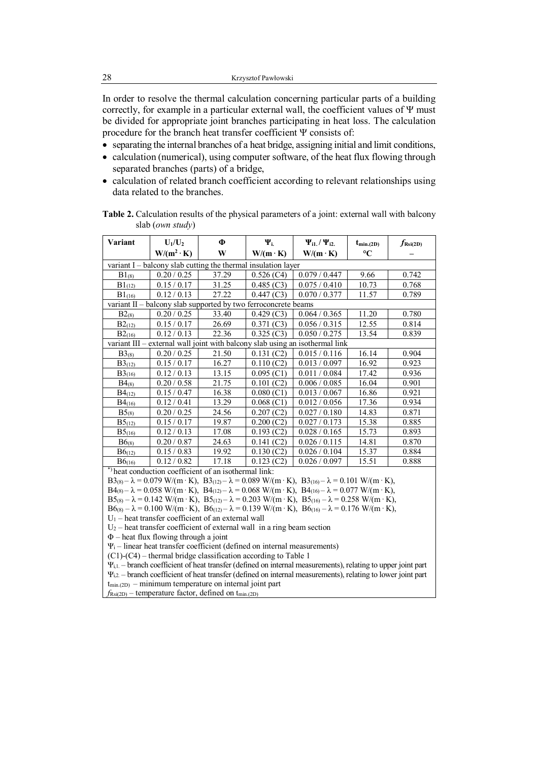In order to resolve the thermal calculation concerning particular parts of a building correctly, for example in a particular external wall, the coefficient values of Ψ must be divided for appropriate joint branches participating in heat loss. The calculation procedure for the branch heat transfer coefficient Ψ consists of:

- separating the internal branches of a heat bridge, assigning initial and limit conditions,
- calculation (numerical), using computer software, of the heat flux flowing through separated branches (parts) of a bridge,
- calculation of related branch coefficient according to relevant relationships using data related to the branches.

**Table 2.** Calculation results of the physical parameters of a joint: external wall with balcony slab (*own study*)

| Variant | $U_1/U_2$ W/(m²·K) | Φ W | $\Psi_{i.}$ W/(m·K) | $\Psi_{i1.}$ / $\Psi_{i2.}$ W/(m·K) | $t_{min.(2D)}$ °C | $f_{Rsi(2D)}$ – |
|---|---|---|---|---|---|---|
| variant I – balcony slab cutting the thermal insulation layer | | | | | | |
| $B1_{(8)}$ | 0.20 / 0.25 | 37.29 | 0.526 (C4) | 0.079 / 0.447 | 9.66 | 0.742 |
| $B1_{(12)}$ | 0.15 / 0.17 | 31.25 | 0.485 (C3) | 0.075 / 0.410 | 10.73 | 0.768 |
| $B1_{(16)}$ | 0.12 / 0.13 | 27.22 | 0.447 (C3) | 0.070 / 0.377 | 11.57 | 0.789 |
| variant II – balcony slab supported by two ferroconcrete beams | | | | | | |
| $B2_{(8)}$ | 0.20 / 0.25 | 33.40 | 0.429 (C3) | 0.064 / 0.365 | 11.20 | 0.780 |
| $B2_{(12)}$ | 0.15 / 0.17 | 26.69 | 0.371 (C3) | 0.056 / 0.315 | 12.55 | 0.814 |
| $B2_{(16)}$ | 0.12 / 0.13 | 22.36 | 0.325 (C3) | 0.050 / 0.275 | 13.54 | 0.839 |
| variant III – external wall joint with balcony slab using an isothermal link | | | | | | |
| $B3_{(8)}$ | 0.20 / 0.25 | 21.50 | 0.131 (C2) | 0.015 / 0.116 | 16.14 | 0.904 |
| $B3_{(12)}$ | 0.15 / 0.17 | 16.27 | 0.110 (C2) | 0.013 / 0.097 | 16.92 | 0.923 |
| $B3_{(16)}$ | 0.12 / 0.13 | 13.15 | 0.095 (C1) | 0.011 / 0.084 | 17.42 | 0.936 |
| $B4_{(8)}$ | 0.20 / 0.58 | 21.75 | 0.101 (C2) | 0.006 / 0.085 | 16.04 | 0.901 |
| $B4_{(12)}$ | 0.15 / 0.47 | 16.38 | 0.080 (C1) | 0.013 / 0.067 | 16.86 | 0.921 |
| $B4_{(16)}$ | 0.12 / 0.41 | 13.29 | 0.068 (C1) | 0.012 / 0.056 | 17.36 | 0.934 |
| $B5_{(8)}$ | 0.20 / 0.25 | 24.56 | 0.207 (C2) | 0.027 / 0.180 | 14.83 | 0.871 |
| $B5_{(12)}$ | 0.15 / 0.17 | 19.87 | 0.200 (C2) | 0.027 / 0.173 | 15.38 | 0.885 |
| $B5_{(16)}$ | 0.12 / 0.13 | 17.08 | 0.193 (C2) | 0.028 / 0.165 | 15.73 | 0.893 |
| $B6_{(8)}$ | 0.20 / 0.87 | 24.63 | 0.141 (C2) | 0.026 / 0.115 | 14.81 | 0.870 |
| $B6_{(12)}$ | 0.15 / 0.83 | 19.92 | 0.130 (C2) | 0.026 / 0.104 | 15.37 | 0.884 |
| $B6_{(16)}$ | 0.12 / 0.82 | 17.18 | 0.123 (C2) | 0.026 / 0.097 | 15.51 | 0.888 |

*) heat conduction coefficient of an isothermal link:
$B3_{(8)}$ – λ = 0.079 W/(m · K), $B3_{(12)}$ – λ = 0.089 W/(m · K), $B3_{(16)}$ – λ = 0.101 W/(m · K),
$B4_{(8)}$ – λ = 0.058 W/(m · K), $B4_{(12)}$ – λ = 0.068 W/(m · K), $B4_{(16)}$ – λ = 0.077 W/(m · K),
$B5_{(8)}$ – λ = 0.142 W/(m · K), $B5_{(12)}$ – λ = 0.203 W/(m · K), $B5_{(16)}$ – λ = 0.258 W/(m · K),
$B6_{(8)}$ – λ = 0.100 W/(m · K), $B6_{(12)}$ – λ = 0.139 W/(m · K), $B6_{(16)}$ – λ = 0.176 W/(m · K),
$U_1$ – heat transfer coefficient of an external wall
$U_2$ – heat transfer coefficient of external wall in a ring beam section
Φ – heat flux flowing through a joint
$\Psi_i$ – linear heat transfer coefficient (defined on internal measurements)
(C1)-(C4) – thermal bridge classification according to Table 1
$\Psi_{i1.}$ – branch coefficient of heat transfer (defined on internal measurements), relating to upper joint part
$\Psi_{i2.}$ – branch coefficient of heat transfer (defined on internal measurements), relating to lower joint part
$t_{min.(2D)}$ – minimum temperature on internal joint part
$f_{Rsi(2D)}$ – temperature factor, defined on $t_{min.(2D)}$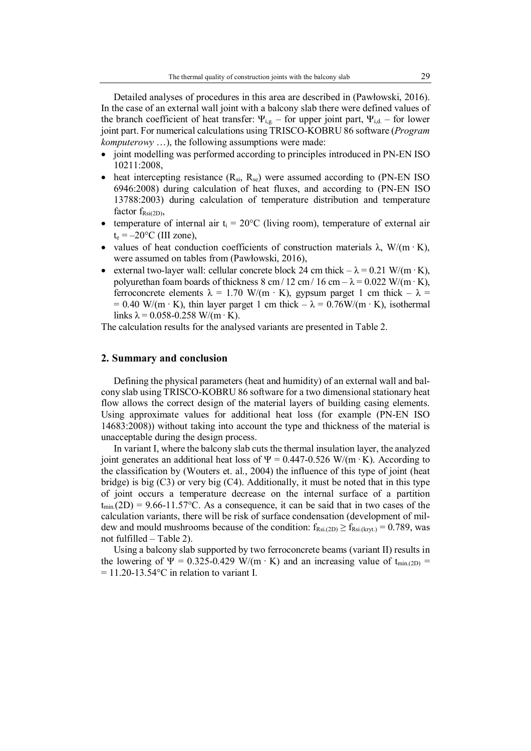Detailed analyses of procedures in this area are described in (Pawłowski, 2016). In the case of an external wall joint with a balcony slab there were defined values of the branch coefficient of heat transfer: $\Psi_{i.g.}$ – for upper joint part, $\Psi_{i.d.}$ – for lower joint part. For numerical calculations using TRISCO-KOBRU 86 software (*Program komputerowy* …), the following assumptions were made:

- joint modelling was performed according to principles introduced in PN-EN ISO 10211:2008,
- heat intercepting resistance ($R_{si}$, $R_{se}$) were assumed according to (PN-EN ISO 6946:2008) during calculation of heat fluxes, and according to (PN-EN ISO 13788:2003) during calculation of temperature distribution and temperature factor $f_{Rsi(2D)}$,
- temperature of internal air $t_i = 20°C$ (living room), temperature of external air $t_e = -20°C$ (III zone),
- values of heat conduction coefficients of construction materials $\lambda$, W/(m · K), were assumed on tables from (Pawłowski, 2016),
- external two-layer wall: cellular concrete block 24 cm thick – $\lambda = 0.21$ W/(m · K), polyurethan foam boards of thickness 8 cm / 12 cm / 16 cm – $\lambda = 0.022$ W/(m · K), ferroconcrete elements $\lambda = 1.70$ W/(m · K), gypsum parget 1 cm thick – $\lambda = 0.40$ W/(m · K), thin layer parget 1 cm thick – $\lambda = 0.76$W/(m · K), isothermal links $\lambda = 0.058$-$0.258$ W/(m · K).

The calculation results for the analysed variants are presented in Table 2.

## 2. Summary and conclusion

Defining the physical parameters (heat and humidity) of an external wall and balcony slab using TRISCO-KOBRU 86 software for a two dimensional stationary heat flow allows the correct design of the material layers of building casing elements. Using approximate values for additional heat loss (for example (PN-EN ISO 14683:2008)) without taking into account the type and thickness of the material is unacceptable during the design process.

In variant I, where the balcony slab cuts the thermal insulation layer, the analyzed joint generates an additional heat loss of $\Psi = 0.447$-$0.526$ W/(m · K). According to the classification by (Wouters et. al., 2004) the influence of this type of joint (heat bridge) is big (C3) or very big (C4). Additionally, it must be noted that in this type of joint occurs a temperature decrease on the internal surface of a partition $t_{min.}(2D) = 9.66$-$11.57°C$. As a consequence, it can be said that in two cases of the calculation variants, there will be risk of surface condensation (development of mildew and mould mushrooms because of the condition: $f_{Rsi.(2D)} \geq f_{Rsi.(kryt.)} = 0.789$, was not fulfilled – Table 2).

Using a balcony slab supported by two ferroconcrete beams (variant II) results in the lowering of $\Psi = 0.325$-$0.429$ W/(m · K) and an increasing value of $t_{min.(2D)} = 11.20$-$13.54°C$ in relation to variant I.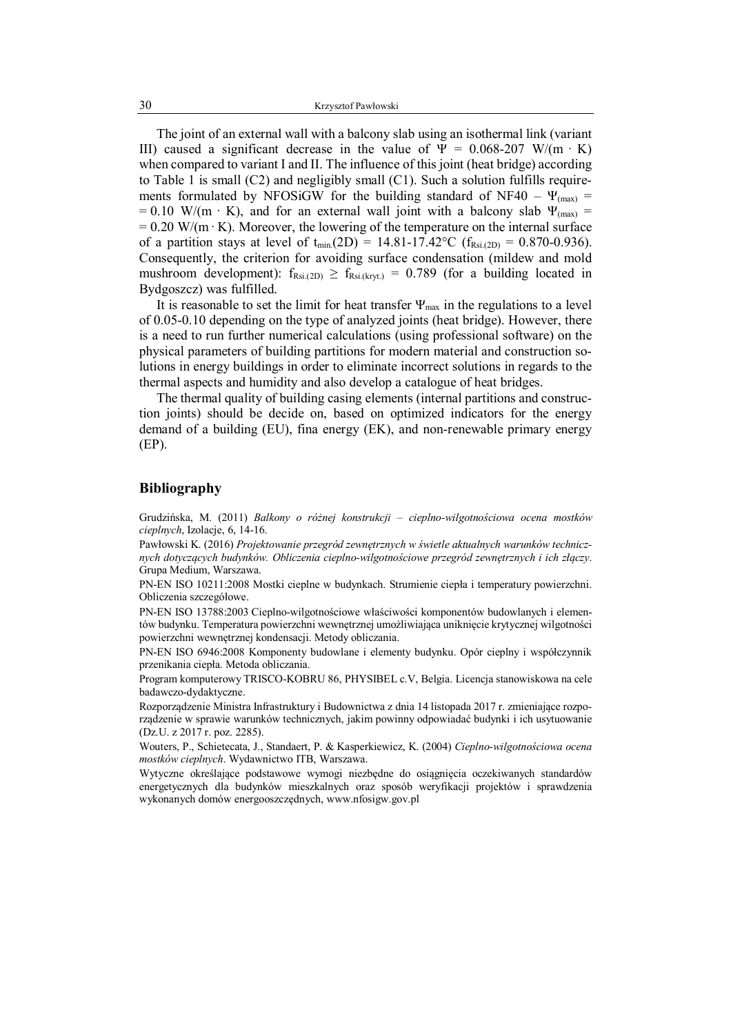The joint of an external wall with a balcony slab using an isothermal link (variant III) caused a significant decrease in the value of $\Psi$ = 0.068-207 W/(m · K) when compared to variant I and II. The influence of this joint (heat bridge) according to Table 1 is small (C2) and negligibly small (C1). Such a solution fulfills requirements formulated by NFOSiGW for the building standard of NF40 – $\Psi_{(max)}$ = = 0.10 W/(m · K), and for an external wall joint with a balcony slab $\Psi_{(max)}$ = = 0.20 W/(m · K). Moreover, the lowering of the temperature on the internal surface of a partition stays at level of $t_{min.}(2D)$ = 14.81-17.42°C ($f_{Rsi.(2D)}$ = 0.870-0.936). Consequently, the criterion for avoiding surface condensation (mildew and mold mushroom development): $f_{Rsi.(2D)} \geq f_{Rsi.(kryt.)}$ = 0.789 (for a building located in Bydgoszcz) was fulfilled.

It is reasonable to set the limit for heat transfer $\Psi_{max}$ in the regulations to a level of 0.05-0.10 depending on the type of analyzed joints (heat bridge). However, there is a need to run further numerical calculations (using professional software) on the physical parameters of building partitions for modern material and construction solutions in energy buildings in order to eliminate incorrect solutions in regards to the thermal aspects and humidity and also develop a catalogue of heat bridges.

The thermal quality of building casing elements (internal partitions and construction joints) should be decide on, based on optimized indicators for the energy demand of a building (EU), fina energy (EK), and non-renewable primary energy (EP).

## Bibliography

Grudzińska, M. (2011) *Balkony o różnej konstrukcji – cieplno-wilgotnościowa ocena mostków cieplnych*, Izolacje, 6, 14-16.

Pawłowski K. (2016) *Projektowanie przegród zewnętrznych w świetle aktualnych warunków technicznych dotyczących budynków. Obliczenia cieplno-wilgotnościowe przegród zewnętrznych i ich złączy*. Grupa Medium, Warszawa.

PN-EN ISO 10211:2008 Mostki cieplne w budynkach. Strumienie ciepła i temperatury powierzchni. Obliczenia szczegółowe.

PN-EN ISO 13788:2003 Cieplno-wilgotnościowe właściwości komponentów budowlanych i elementów budynku. Temperatura powierzchni wewnętrznej umożliwiająca uniknięcie krytycznej wilgotności powierzchni wewnętrznej kondensacji. Metody obliczania.

PN-EN ISO 6946:2008 Komponenty budowlane i elementy budynku. Opór cieplny i współczynnik przenikania ciepła. Metoda obliczania.

Program komputerowy TRISCO-KOBRU 86, PHYSIBEL c.V, Belgia. Licencja stanowiskowa na cele badawczo-dydaktyczne.

Rozporządzenie Ministra Infrastruktury i Budownictwa z dnia 14 listopada 2017 r. zmieniające rozporządzenie w sprawie warunków technicznych, jakim powinny odpowiadać budynki i ich usytuowanie (Dz.U. z 2017 r. poz. 2285).

Wouters, P., Schietecata, J., Standaert, P. & Kasperkiewicz, K. (2004) *Cieplno-wilgotnościowa ocena mostków cieplnych*. Wydawnictwo ITB, Warszawa.

Wytyczne określające podstawowe wymogi niezbędne do osiągnięcia oczekiwanych standardów energetycznych dla budynków mieszkalnych oraz sposób weryfikacji projektów i sprawdzenia wykonanych domów energooszczędnych, www.nfosigw.gov.pl